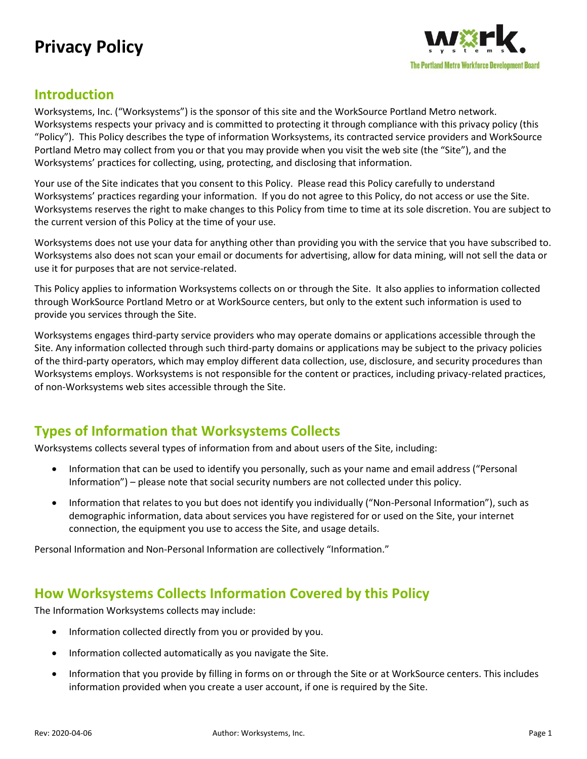# Privacy Policy

The Portland Metro Workforce Development Board

## Introduction

Worksystems, Inc. ("Worksystems") is the sponsor of this site and the WorkSource Portland Metro network. Worksystems respects your privacy and is committed to protecting it through compliance with this privacy policy (this "Policy"). This Policy describes the type of information Worksystems, its contracted service providers and WorkSource Portland Metro may collect from you or that you may provide when you visit the web site (the "Site"), and the Worksystems' practices for collecting, using, protecting, and disclosing that information.

Your use of the Site indicates that you consent to this Policy. Please read this Policy carefully to understand Worksystems' practices regarding your information. If you do not agree to this Policy, do not access or use the Site. Worksystems reserves the right to make changes to this Policy from time to time at its sole discretion. You are subject to the current version of this Policy at the time of your use.

Worksystems does not use your data for anything other than providing you with the service that you have subscribed to. Worksystems also does not scan your email or documents for advertising, allow for data mining, will not sell the data or use it for purposes that are not service-related.

This Policy applies to information Worksystems collects on or through the Site. It also applies to information collected through WorkSource Portland Metro or at WorkSource centers, but only to the extent such information is used to provide you services through the Site.

Worksystems engages third-party service providers who may operate domains or applications accessible through the Site. Any information collected through such third-party domains or applications may be subject to the privacy policies of the third-party operators, which may employ different data collection, use, disclosure, and security procedures than Worksystems employs. Worksystems is not responsible for the content or practices, including privacy-related practices, of non-Worksystems web sites accessible through the Site.

## Types of Information that Worksystems Collects

Worksystems collects several types of information from and about users of the Site, including:

- Information that can be used to identify you personally, such as your name and email address ("Personal Information") – please note that social security numbers are not collected under this policy.
- Information that relates to you but does not identify you individually ("Non-Personal Information"), such as demographic information, data about services you have registered for or used on the Site, your internet connection, the equipment you use to access the Site, and usage details.

Personal Information and Non-Personal Information are collectively "Information."

## How Worksystems Collects Information Covered by this Policy

The Information Worksystems collects may include:

- Information collected directly from you or provided by you.
- Information collected automatically as you navigate the Site.
- Information that you provide by filling in forms on or through the Site or at WorkSource centers. This includes information provided when you create a user account, if one is required by the Site.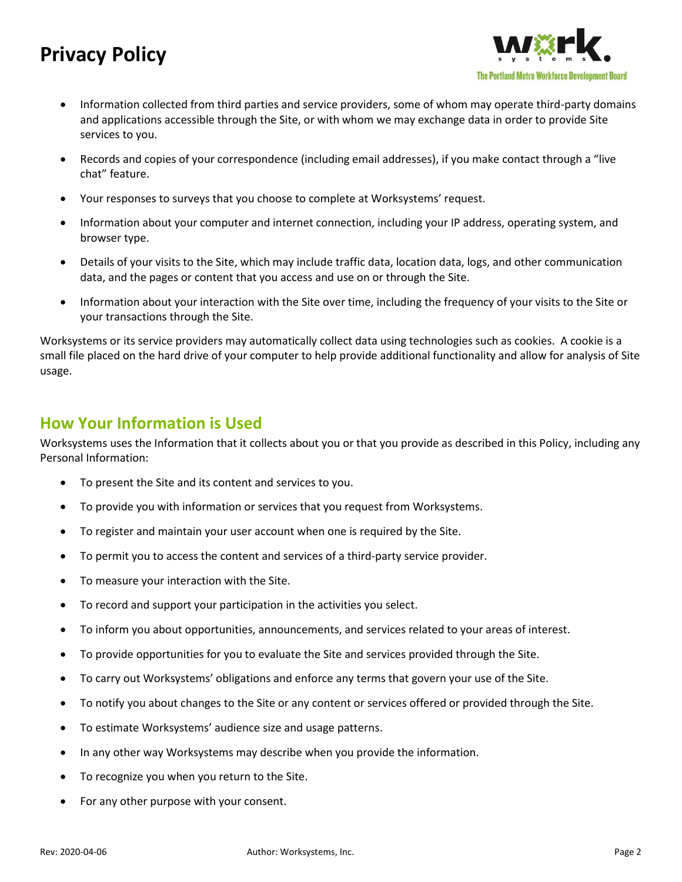- Information collected from third parties and service providers, some of whom may operate third-party domains and applications accessible through the Site, or with whom we may exchange data in order to provide Site services to you.
- Records and copies of your correspondence (including email addresses), if you make contact through a "live chat" feature.
- Your responses to surveys that you choose to complete at Worksystems' request.
- Information about your computer and internet connection, including your IP address, operating system, and browser type.
- Details of your visits to the Site, which may include traffic data, location data, logs, and other communication data, and the pages or content that you access and use on or through the Site.
- Information about your interaction with the Site over time, including the frequency of your visits to the Site or your transactions through the Site.

Worksystems or its service providers may automatically collect data using technologies such as cookies. A cookie is a small file placed on the hard drive of your computer to help provide additional functionality and allow for analysis of Site usage.

## How Your Information is Used

Worksystems uses the Information that it collects about you or that you provide as described in this Policy, including any Personal Information:

- To present the Site and its content and services to you.
- To provide you with information or services that you request from Worksystems.
- To register and maintain your user account when one is required by the Site.
- To permit you to access the content and services of a third-party service provider.
- To measure your interaction with the Site.
- To record and support your participation in the activities you select.
- To inform you about opportunities, announcements, and services related to your areas of interest.
- To provide opportunities for you to evaluate the Site and services provided through the Site.
- To carry out Worksystems' obligations and enforce any terms that govern your use of the Site.
- To notify you about changes to the Site or any content or services offered or provided through the Site.
- To estimate Worksystems' audience size and usage patterns.
- In any other way Worksystems may describe when you provide the information.
- To recognize you when you return to the Site.
- For any other purpose with your consent.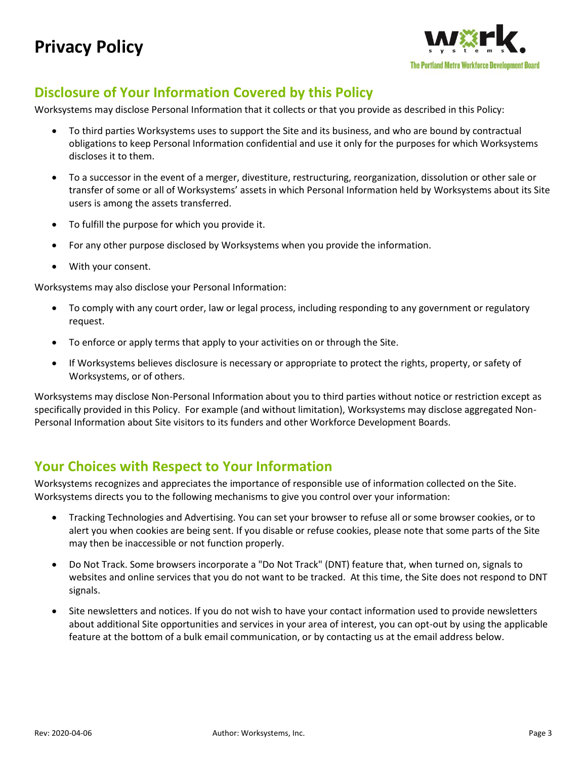## Disclosure of Your Information Covered by this Policy

Worksystems may disclose Personal Information that it collects or that you provide as described in this Policy:

- To third parties Worksystems uses to support the Site and its business, and who are bound by contractual obligations to keep Personal Information confidential and use it only for the purposes for which Worksystems discloses it to them.
- To a successor in the event of a merger, divestiture, restructuring, reorganization, dissolution or other sale or transfer of some or all of Worksystems' assets in which Personal Information held by Worksystems about its Site users is among the assets transferred.
- To fulfill the purpose for which you provide it.
- For any other purpose disclosed by Worksystems when you provide the information.
- With your consent.

Worksystems may also disclose your Personal Information:

- To comply with any court order, law or legal process, including responding to any government or regulatory request.
- To enforce or apply terms that apply to your activities on or through the Site.
- If Worksystems believes disclosure is necessary or appropriate to protect the rights, property, or safety of Worksystems, or of others.

Worksystems may disclose Non-Personal Information about you to third parties without notice or restriction except as specifically provided in this Policy. For example (and without limitation), Worksystems may disclose aggregated Non-Personal Information about Site visitors to its funders and other Workforce Development Boards.

## Your Choices with Respect to Your Information

Worksystems recognizes and appreciates the importance of responsible use of information collected on the Site. Worksystems directs you to the following mechanisms to give you control over your information:

- Tracking Technologies and Advertising. You can set your browser to refuse all or some browser cookies, or to alert you when cookies are being sent. If you disable or refuse cookies, please note that some parts of the Site may then be inaccessible or not function properly.
- Do Not Track. Some browsers incorporate a "Do Not Track" (DNT) feature that, when turned on, signals to websites and online services that you do not want to be tracked. At this time, the Site does not respond to DNT signals.
- Site newsletters and notices. If you do not wish to have your contact information used to provide newsletters about additional Site opportunities and services in your area of interest, you can opt-out by using the applicable feature at the bottom of a bulk email communication, or by contacting us at the email address below.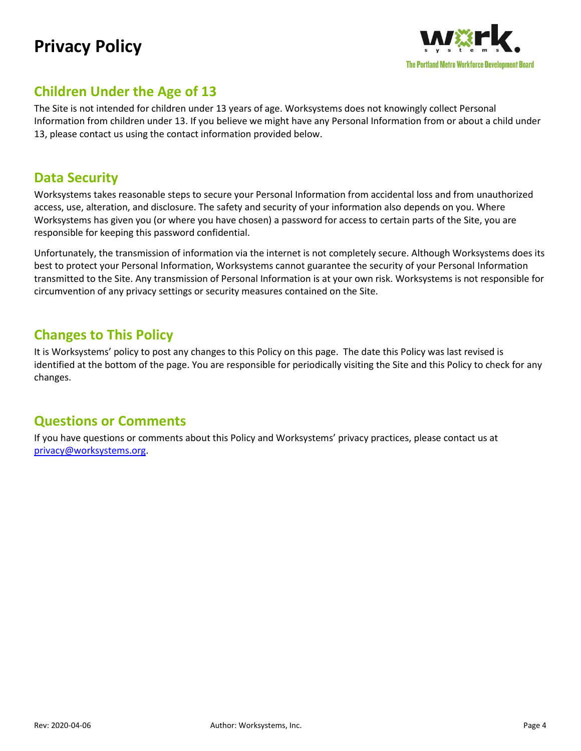## Children Under the Age of 13

The Site is not intended for children under 13 years of age. Worksystems does not knowingly collect Personal Information from children under 13. If you believe we might have any Personal Information from or about a child under 13, please contact us using the contact information provided below.

## Data Security

Worksystems takes reasonable steps to secure your Personal Information from accidental loss and from unauthorized access, use, alteration, and disclosure. The safety and security of your information also depends on you. Where Worksystems has given you (or where you have chosen) a password for access to certain parts of the Site, you are responsible for keeping this password confidential.

Unfortunately, the transmission of information via the internet is not completely secure. Although Worksystems does its best to protect your Personal Information, Worksystems cannot guarantee the security of your Personal Information transmitted to the Site. Any transmission of Personal Information is at your own risk. Worksystems is not responsible for circumvention of any privacy settings or security measures contained on the Site.

## Changes to This Policy

It is Worksystems' policy to post any changes to this Policy on this page. The date this Policy was last revised is identified at the bottom of the page. You are responsible for periodically visiting the Site and this Policy to check for any changes.

## Questions or Comments

If you have questions or comments about this Policy and Worksystems' privacy practices, please contact us at privacy@worksystems.org.